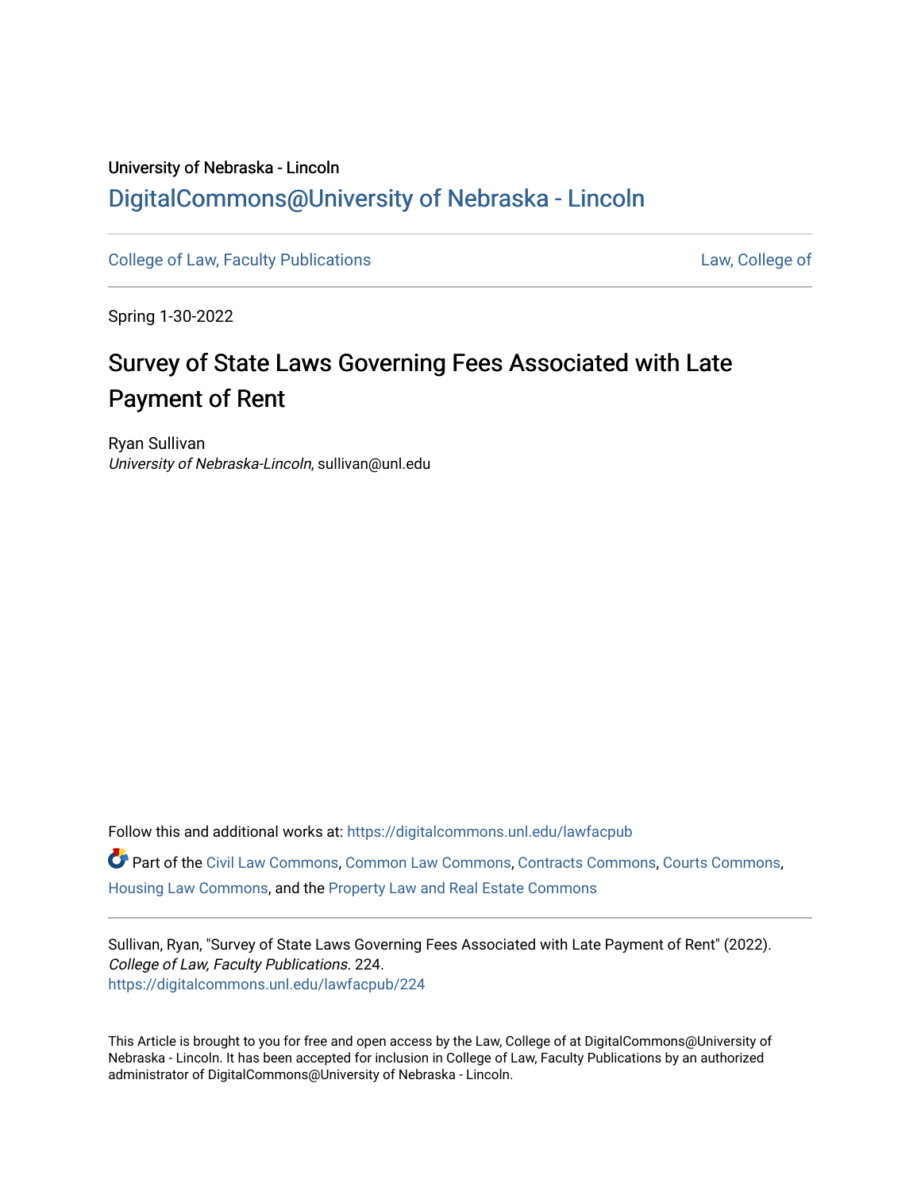University of Nebraska - Lincoln

## DigitalCommons@University of Nebraska - Lincoln

College of Law, Faculty Publications | Law, College of

Spring 1-30-2022

# Survey of State Laws Governing Fees Associated with Late Payment of Rent

Ryan Sullivan
*University of Nebraska-Lincoln*, sullivan@unl.edu

Follow this and additional works at: https://digitalcommons.unl.edu/lawfacpub

Part of the Civil Law Commons, Common Law Commons, Contracts Commons, Courts Commons, Housing Law Commons, and the Property Law and Real Estate Commons

Sullivan, Ryan, "Survey of State Laws Governing Fees Associated with Late Payment of Rent" (2022). *College of Law, Faculty Publications*. 224.
https://digitalcommons.unl.edu/lawfacpub/224

This Article is brought to you for free and open access by the Law, College of at DigitalCommons@University of Nebraska - Lincoln. It has been accepted for inclusion in College of Law, Faculty Publications by an authorized administrator of DigitalCommons@University of Nebraska - Lincoln.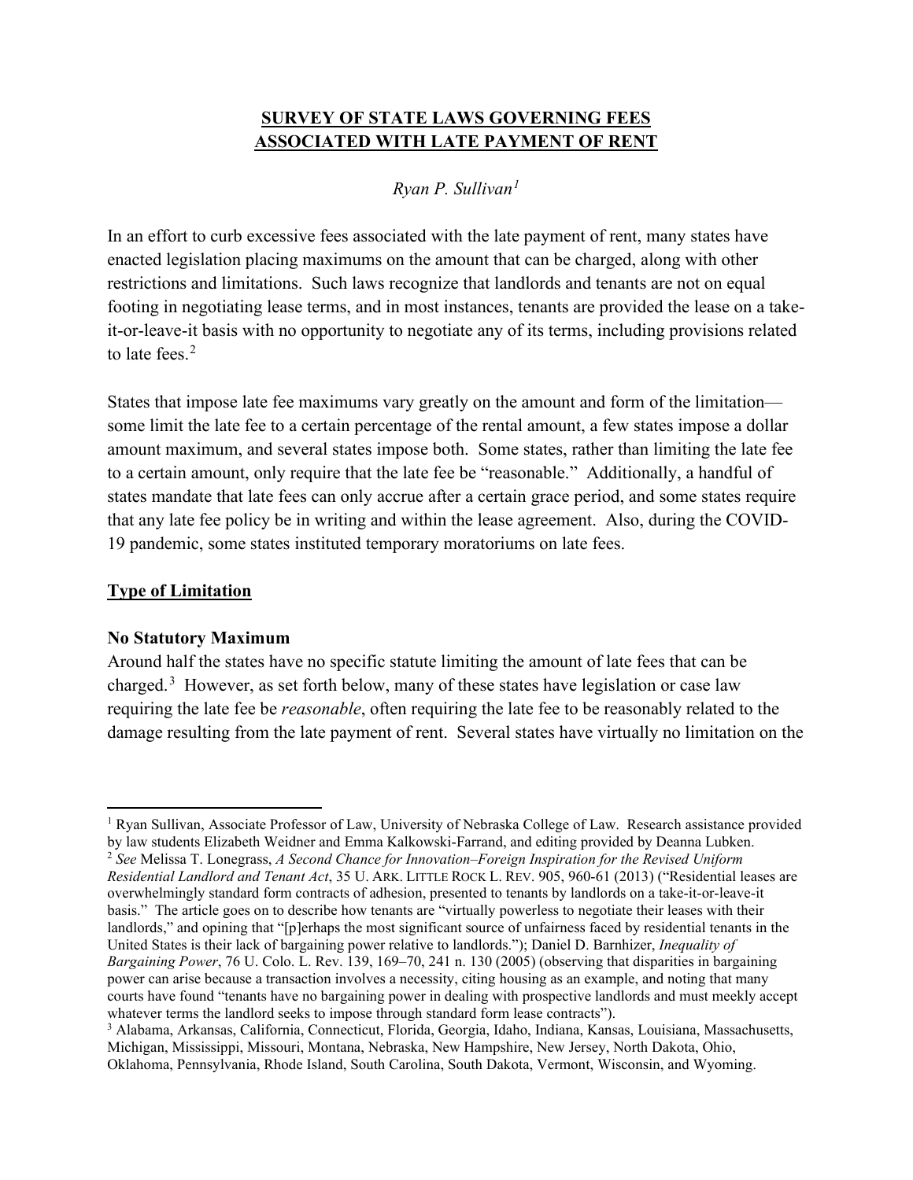**SURVEY OF STATE LAWS GOVERNING FEES ASSOCIATED WITH LATE PAYMENT OF RENT**

*Ryan P. Sullivan*[1]

In an effort to curb excessive fees associated with the late payment of rent, many states have enacted legislation placing maximums on the amount that can be charged, along with other restrictions and limitations. Such laws recognize that landlords and tenants are not on equal footing in negotiating lease terms, and in most instances, tenants are provided the lease on a take-it-or-leave-it basis with no opportunity to negotiate any of its terms, including provisions related to late fees.[2]

States that impose late fee maximums vary greatly on the amount and form of the limitation—some limit the late fee to a certain percentage of the rental amount, a few states impose a dollar amount maximum, and several states impose both. Some states, rather than limiting the late fee to a certain amount, only require that the late fee be "reasonable." Additionally, a handful of states mandate that late fees can only accrue after a certain grace period, and some states require that any late fee policy be in writing and within the lease agreement. Also, during the COVID-19 pandemic, some states instituted temporary moratoriums on late fees.

## Type of Limitation

### No Statutory Maximum

Around half the states have no specific statute limiting the amount of late fees that can be charged.[3] However, as set forth below, many of these states have legislation or case law requiring the late fee be *reasonable*, often requiring the late fee to be reasonably related to the damage resulting from the late payment of rent. Several states have virtually no limitation on the

---

[1] Ryan Sullivan, Associate Professor of Law, University of Nebraska College of Law. Research assistance provided by law students Elizabeth Weidner and Emma Kalkowski-Farrand, and editing provided by Deanna Lubken.

[2] *See* Melissa T. Lonegrass, *A Second Chance for Innovation–Foreign Inspiration for the Revised Uniform Residential Landlord and Tenant Act*, 35 U. ARK. LITTLE ROCK L. REV. 905, 960-61 (2013) ("Residential leases are overwhelmingly standard form contracts of adhesion, presented to tenants by landlords on a take-it-or-leave-it basis." The article goes on to describe how tenants are "virtually powerless to negotiate their leases with their landlords," and opining that "[p]erhaps the most significant source of unfairness faced by residential tenants in the United States is their lack of bargaining power relative to landlords."); Daniel D. Barnhizer, *Inequality of Bargaining Power*, 76 U. Colo. L. Rev. 139, 169–70, 241 n. 130 (2005) (observing that disparities in bargaining power can arise because a transaction involves a necessity, citing housing as an example, and noting that many courts have found "tenants have no bargaining power in dealing with prospective landlords and must meekly accept whatever terms the landlord seeks to impose through standard form lease contracts").

[3] Alabama, Arkansas, California, Connecticut, Florida, Georgia, Idaho, Indiana, Kansas, Louisiana, Massachusetts, Michigan, Mississippi, Missouri, Montana, Nebraska, New Hampshire, New Jersey, North Dakota, Ohio, Oklahoma, Pennsylvania, Rhode Island, South Carolina, South Dakota, Vermont, Wisconsin, and Wyoming.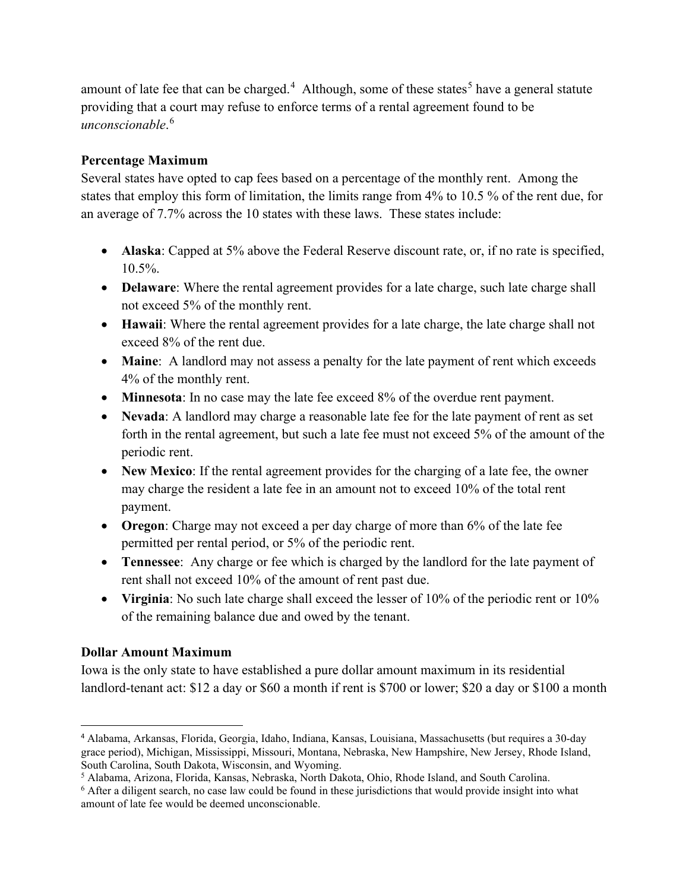amount of late fee that can be charged.[4] Although, some of these states[5] have a general statute providing that a court may refuse to enforce terms of a rental agreement found to be *unconscionable*.[6]

**Percentage Maximum**

Several states have opted to cap fees based on a percentage of the monthly rent. Among the states that employ this form of limitation, the limits range from 4% to 10.5 % of the rent due, for an average of 7.7% across the 10 states with these laws. These states include:

- **Alaska**: Capped at 5% above the Federal Reserve discount rate, or, if no rate is specified, 10.5%.
- **Delaware**: Where the rental agreement provides for a late charge, such late charge shall not exceed 5% of the monthly rent.
- **Hawaii**: Where the rental agreement provides for a late charge, the late charge shall not exceed 8% of the rent due.
- **Maine**: A landlord may not assess a penalty for the late payment of rent which exceeds 4% of the monthly rent.
- **Minnesota**: In no case may the late fee exceed 8% of the overdue rent payment.
- **Nevada**: A landlord may charge a reasonable late fee for the late payment of rent as set forth in the rental agreement, but such a late fee must not exceed 5% of the amount of the periodic rent.
- **New Mexico**: If the rental agreement provides for the charging of a late fee, the owner may charge the resident a late fee in an amount not to exceed 10% of the total rent payment.
- **Oregon**: Charge may not exceed a per day charge of more than 6% of the late fee permitted per rental period, or 5% of the periodic rent.
- **Tennessee**: Any charge or fee which is charged by the landlord for the late payment of rent shall not exceed 10% of the amount of rent past due.
- **Virginia**: No such late charge shall exceed the lesser of 10% of the periodic rent or 10% of the remaining balance due and owed by the tenant.

**Dollar Amount Maximum**

Iowa is the only state to have established a pure dollar amount maximum in its residential landlord-tenant act: $12 a day or $60 a month if rent is $700 or lower; $20 a day or $100 a month

---

[4] Alabama, Arkansas, Florida, Georgia, Idaho, Indiana, Kansas, Louisiana, Massachusetts (but requires a 30-day grace period), Michigan, Mississippi, Missouri, Montana, Nebraska, New Hampshire, New Jersey, Rhode Island, South Carolina, South Dakota, Wisconsin, and Wyoming.

[5] Alabama, Arizona, Florida, Kansas, Nebraska, North Dakota, Ohio, Rhode Island, and South Carolina.

[6] After a diligent search, no case law could be found in these jurisdictions that would provide insight into what amount of late fee would be deemed unconscionable.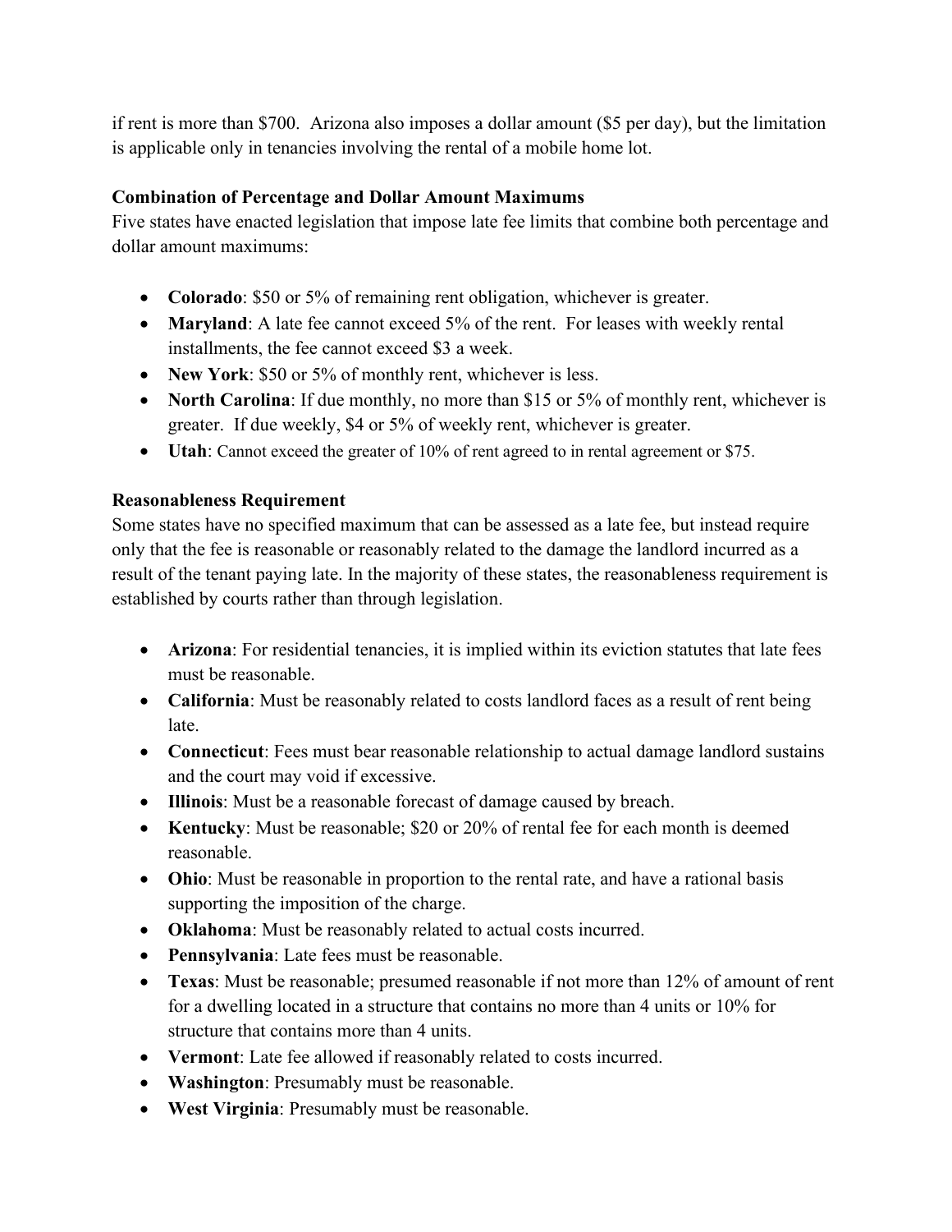if rent is more than $700. Arizona also imposes a dollar amount ($5 per day), but the limitation is applicable only in tenancies involving the rental of a mobile home lot.

**Combination of Percentage and Dollar Amount Maximums**

Five states have enacted legislation that impose late fee limits that combine both percentage and dollar amount maximums:

- **Colorado**: $50 or 5% of remaining rent obligation, whichever is greater.
- **Maryland**: A late fee cannot exceed 5% of the rent. For leases with weekly rental installments, the fee cannot exceed $3 a week.
- **New York**: $50 or 5% of monthly rent, whichever is less.
- **North Carolina**: If due monthly, no more than $15 or 5% of monthly rent, whichever is greater. If due weekly, $4 or 5% of weekly rent, whichever is greater.
- **Utah**: Cannot exceed the greater of 10% of rent agreed to in rental agreement or $75.

**Reasonableness Requirement**

Some states have no specified maximum that can be assessed as a late fee, but instead require only that the fee is reasonable or reasonably related to the damage the landlord incurred as a result of the tenant paying late. In the majority of these states, the reasonableness requirement is established by courts rather than through legislation.

- **Arizona**: For residential tenancies, it is implied within its eviction statutes that late fees must be reasonable.
- **California**: Must be reasonably related to costs landlord faces as a result of rent being late.
- **Connecticut**: Fees must bear reasonable relationship to actual damage landlord sustains and the court may void if excessive.
- **Illinois**: Must be a reasonable forecast of damage caused by breach.
- **Kentucky**: Must be reasonable; $20 or 20% of rental fee for each month is deemed reasonable.
- **Ohio**: Must be reasonable in proportion to the rental rate, and have a rational basis supporting the imposition of the charge.
- **Oklahoma**: Must be reasonably related to actual costs incurred.
- **Pennsylvania**: Late fees must be reasonable.
- **Texas**: Must be reasonable; presumed reasonable if not more than 12% of amount of rent for a dwelling located in a structure that contains no more than 4 units or 10% for structure that contains more than 4 units.
- **Vermont**: Late fee allowed if reasonably related to costs incurred.
- **Washington**: Presumably must be reasonable.
- **West Virginia**: Presumably must be reasonable.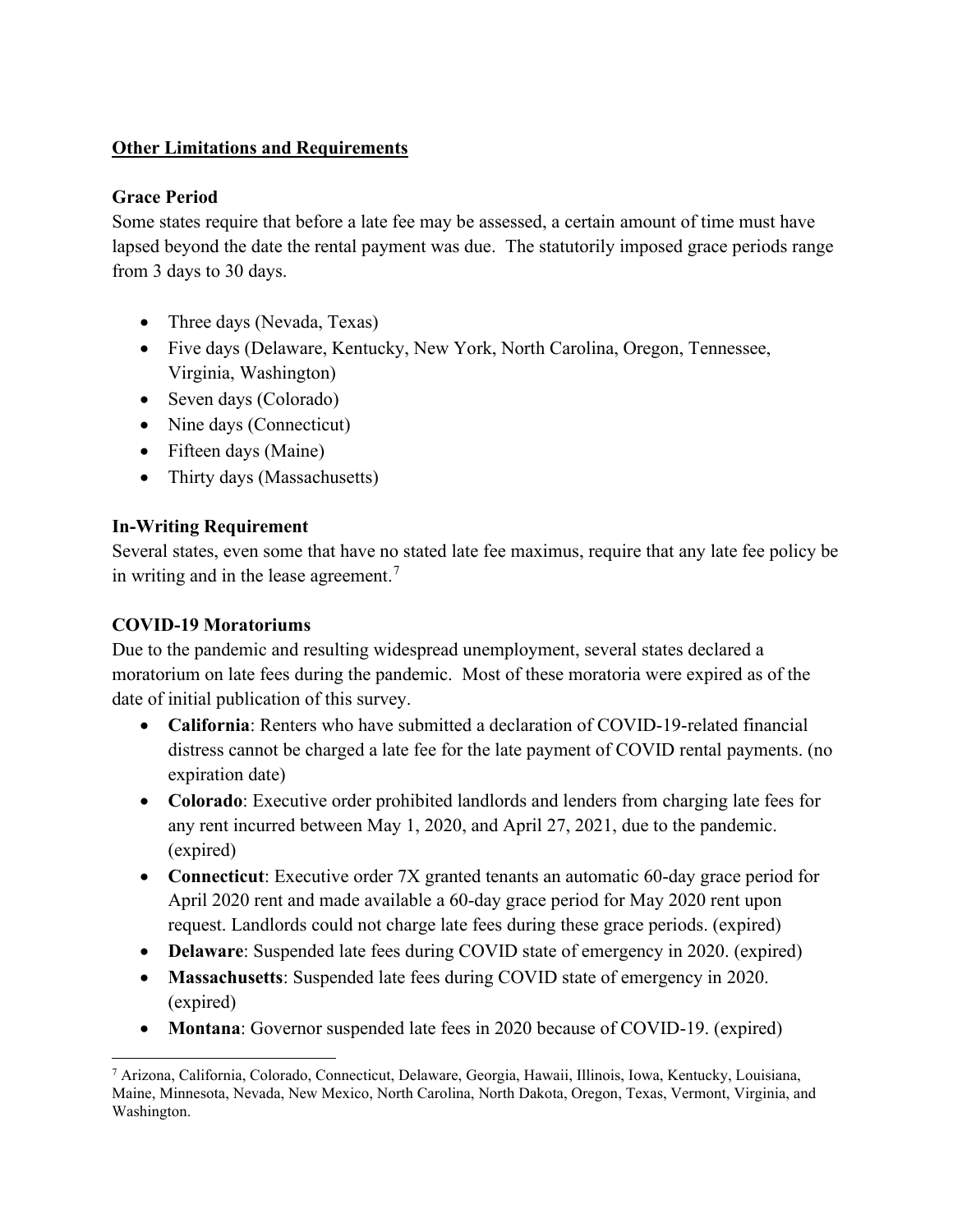## Other Limitations and Requirements

### Grace Period

Some states require that before a late fee may be assessed, a certain amount of time must have lapsed beyond the date the rental payment was due. The statutorily imposed grace periods range from 3 days to 30 days.

- Three days (Nevada, Texas)
- Five days (Delaware, Kentucky, New York, North Carolina, Oregon, Tennessee, Virginia, Washington)
- Seven days (Colorado)
- Nine days (Connecticut)
- Fifteen days (Maine)
- Thirty days (Massachusetts)

### In-Writing Requirement

Several states, even some that have no stated late fee maximus, require that any late fee policy be in writing and in the lease agreement.[7]

### COVID-19 Moratoriums

Due to the pandemic and resulting widespread unemployment, several states declared a moratorium on late fees during the pandemic. Most of these moratoria were expired as of the date of initial publication of this survey.

- **California**: Renters who have submitted a declaration of COVID-19-related financial distress cannot be charged a late fee for the late payment of COVID rental payments. (no expiration date)
- **Colorado**: Executive order prohibited landlords and lenders from charging late fees for any rent incurred between May 1, 2020, and April 27, 2021, due to the pandemic. (expired)
- **Connecticut**: Executive order 7X granted tenants an automatic 60-day grace period for April 2020 rent and made available a 60-day grace period for May 2020 rent upon request. Landlords could not charge late fees during these grace periods. (expired)
- **Delaware**: Suspended late fees during COVID state of emergency in 2020. (expired)
- **Massachusetts**: Suspended late fees during COVID state of emergency in 2020. (expired)
- **Montana**: Governor suspended late fees in 2020 because of COVID-19. (expired)

---

[7] Arizona, California, Colorado, Connecticut, Delaware, Georgia, Hawaii, Illinois, Iowa, Kentucky, Louisiana, Maine, Minnesota, Nevada, New Mexico, North Carolina, North Dakota, Oregon, Texas, Vermont, Virginia, and Washington.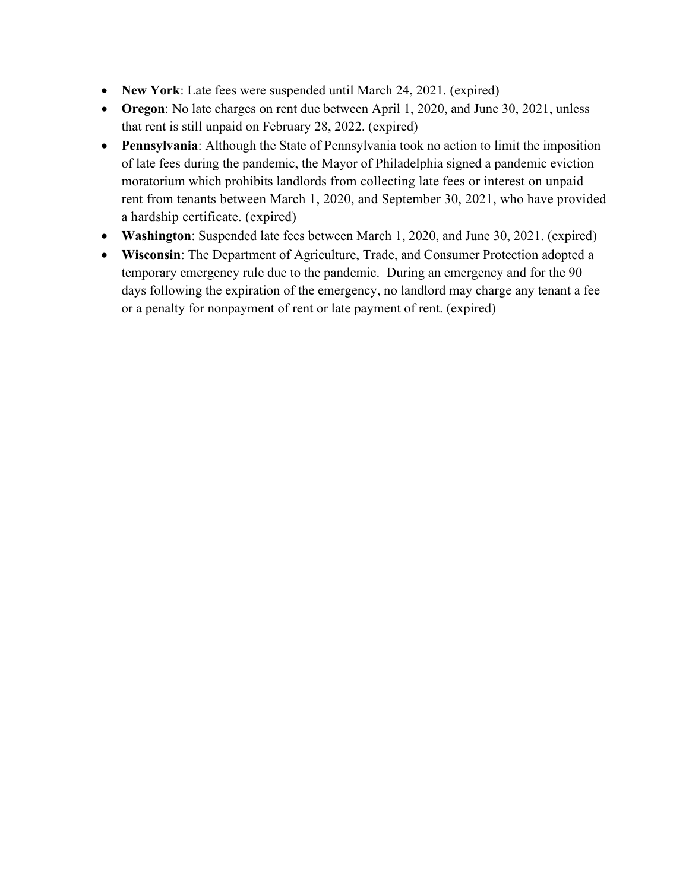- **New York**: Late fees were suspended until March 24, 2021. (expired)
- **Oregon**: No late charges on rent due between April 1, 2020, and June 30, 2021, unless that rent is still unpaid on February 28, 2022. (expired)
- **Pennsylvania**: Although the State of Pennsylvania took no action to limit the imposition of late fees during the pandemic, the Mayor of Philadelphia signed a pandemic eviction moratorium which prohibits landlords from collecting late fees or interest on unpaid rent from tenants between March 1, 2020, and September 30, 2021, who have provided a hardship certificate. (expired)
- **Washington**: Suspended late fees between March 1, 2020, and June 30, 2021. (expired)
- **Wisconsin**: The Department of Agriculture, Trade, and Consumer Protection adopted a temporary emergency rule due to the pandemic. During an emergency and for the 90 days following the expiration of the emergency, no landlord may charge any tenant a fee or a penalty for nonpayment of rent or late payment of rent. (expired)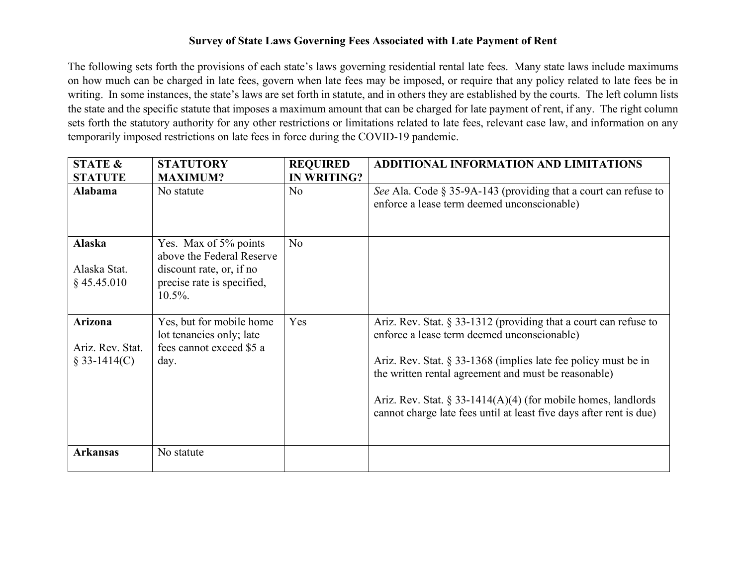**Survey of State Laws Governing Fees Associated with Late Payment of Rent**

The following sets forth the provisions of each state's laws governing residential rental late fees. Many state laws include maximums on how much can be charged in late fees, govern when late fees may be imposed, or require that any policy related to late fees be in writing. In some instances, the state's laws are set forth in statute, and in others they are established by the courts. The left column lists the state and the specific statute that imposes a maximum amount that can be charged for late payment of rent, if any. The right column sets forth the statutory authority for any other restrictions or limitations related to late fees, relevant case law, and information on any temporarily imposed restrictions on late fees in force during the COVID-19 pandemic.

| STATE & STATUTE | STATUTORY MAXIMUM? | REQUIRED IN WRITING? | ADDITIONAL INFORMATION AND LIMITATIONS |
|---|---|---|---|
| **Alabama** | No statute | No | *See* Ala. Code § 35-9A-143 (providing that a court can refuse to enforce a lease term deemed unconscionable) |
| **Alaska**<br><br>Alaska Stat. § 45.45.010 | Yes. Max of 5% points above the Federal Reserve discount rate, or, if no precise rate is specified, 10.5%. | No | |
| **Arizona**<br><br>Ariz. Rev. Stat. § 33-1414(C) | Yes, but for mobile home lot tenancies only; late fees cannot exceed $5 a day. | Yes | Ariz. Rev. Stat. § 33-1312 (providing that a court can refuse to enforce a lease term deemed unconscionable)<br><br>Ariz. Rev. Stat. § 33-1368 (implies late fee policy must be in the written rental agreement and must be reasonable)<br><br>Ariz. Rev. Stat. § 33-1414(A)(4) (for mobile homes, landlords cannot charge late fees until at least five days after rent is due) |
| **Arkansas** | No statute | | |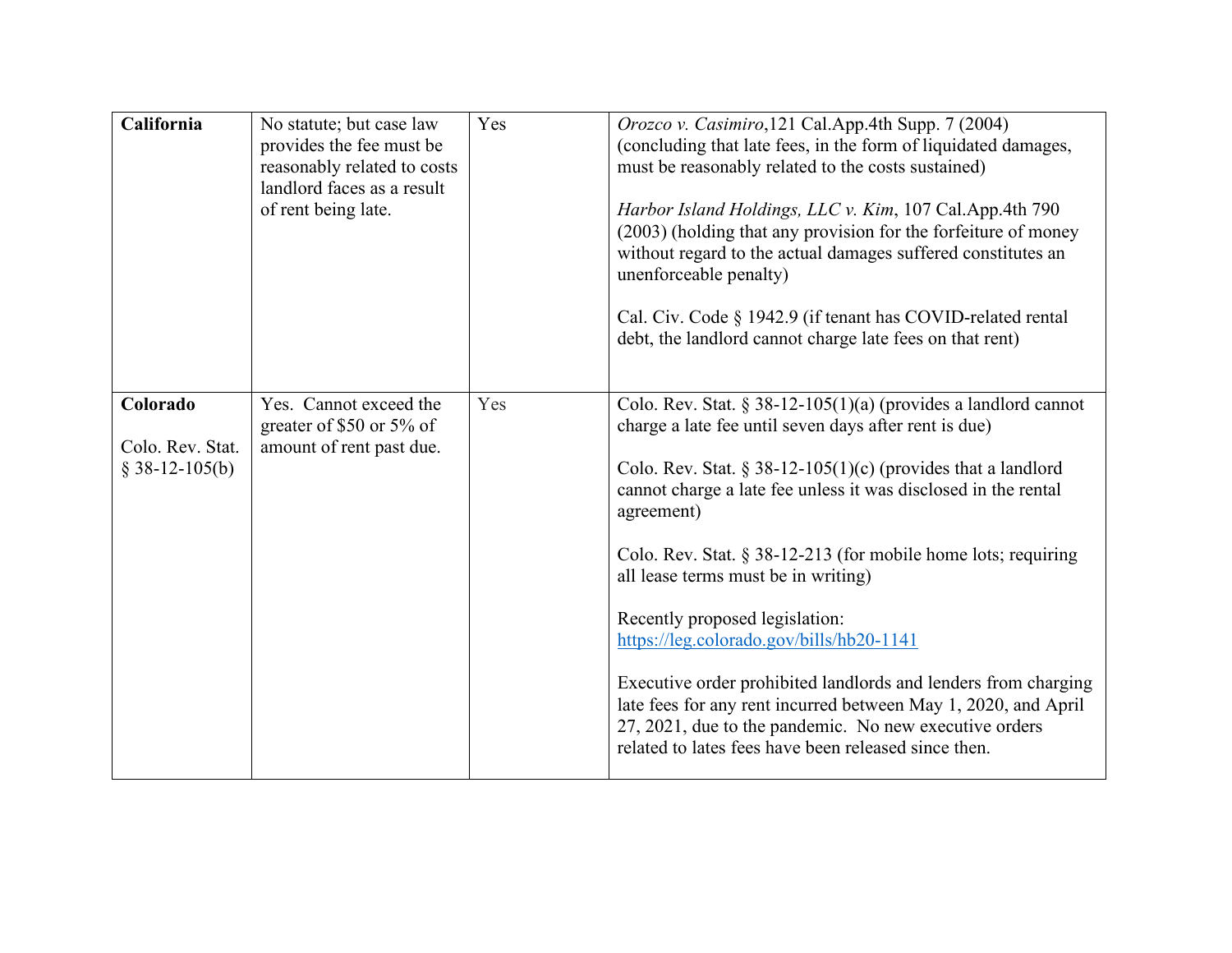| | | | |
|---|---|---|---|
| **California** | No statute; but case law provides the fee must be reasonably related to costs landlord faces as a result of rent being late. | Yes | *Orozco v. Casimiro*,121 Cal.App.4th Supp. 7 (2004) (concluding that late fees, in the form of liquidated damages, must be reasonably related to the costs sustained)<br><br>*Harbor Island Holdings, LLC v. Kim*, 107 Cal.App.4th 790 (2003) (holding that any provision for the forfeiture of money without regard to the actual damages suffered constitutes an unenforceable penalty)<br><br>Cal. Civ. Code § 1942.9 (if tenant has COVID-related rental debt, the landlord cannot charge late fees on that rent) |
| **Colorado**<br><br>Colo. Rev. Stat. § 38-12-105(b) | Yes. Cannot exceed the greater of $50 or 5% of amount of rent past due. | Yes | Colo. Rev. Stat. § 38-12-105(1)(a) (provides a landlord cannot charge a late fee until seven days after rent is due)<br><br>Colo. Rev. Stat. § 38-12-105(1)(c) (provides that a landlord cannot charge a late fee unless it was disclosed in the rental agreement)<br><br>Colo. Rev. Stat. § 38-12-213 (for mobile home lots; requiring all lease terms must be in writing)<br><br>Recently proposed legislation: https://leg.colorado.gov/bills/hb20-1141<br><br>Executive order prohibited landlords and lenders from charging late fees for any rent incurred between May 1, 2020, and April 27, 2021, due to the pandemic. No new executive orders related to lates fees have been released since then. |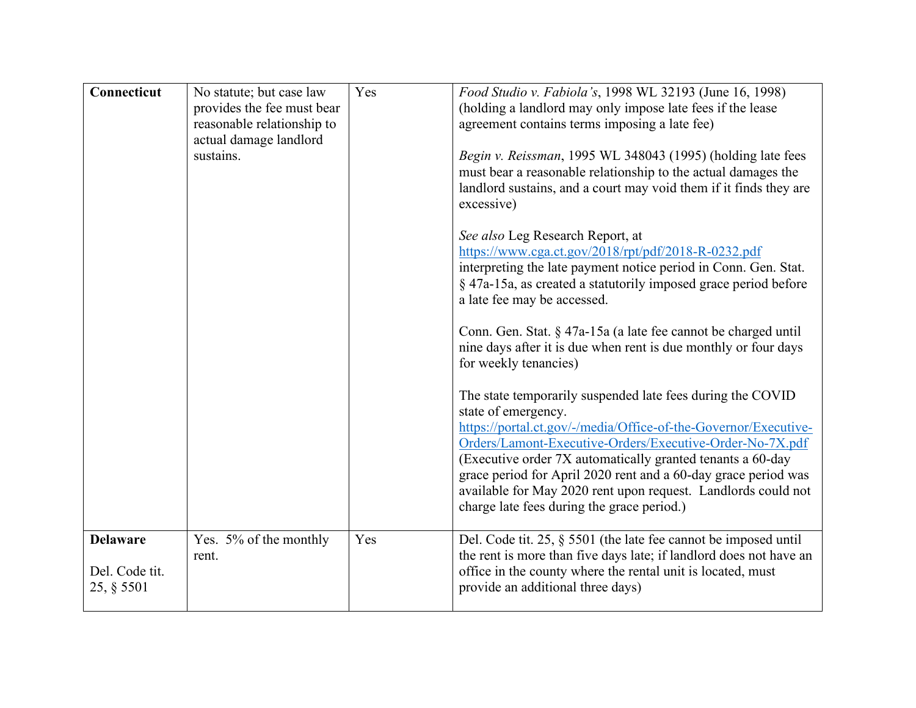| | | | |
|---|---|---|---|
| **Connecticut** | No statute; but case law provides the fee must bear reasonable relationship to actual damage landlord sustains. | Yes | *Food Studio v. Fabiola's*, 1998 WL 32193 (June 16, 1998) (holding a landlord may only impose late fees if the lease agreement contains terms imposing a late fee)<br><br>*Begin v. Reissman*, 1995 WL 348043 (1995) (holding late fees must bear a reasonable relationship to the actual damages the landlord sustains, and a court may void them if it finds they are excessive)<br><br>*See also* Leg Research Report, at [https://www.cga.ct.gov/2018/rpt/pdf/2018-R-0232.pdf](https://www.cga.ct.gov/2018/rpt/pdf/2018-R-0232.pdf) interpreting the late payment notice period in Conn. Gen. Stat. § 47a-15a, as created a statutorily imposed grace period before a late fee may be accessed.<br><br>Conn. Gen. Stat. § 47a-15a (a late fee cannot be charged until nine days after it is due when rent is due monthly or four days for weekly tenancies)<br><br>The state temporarily suspended late fees during the COVID state of emergency. [https://portal.ct.gov/-/media/Office-of-the-Governor/Executive-Orders/Lamont-Executive-Orders/Executive-Order-No-7X.pdf](https://portal.ct.gov/-/media/Office-of-the-Governor/Executive-Orders/Lamont-Executive-Orders/Executive-Order-No-7X.pdf) (Executive order 7X automatically granted tenants a 60-day grace period for April 2020 rent and a 60-day grace period was available for May 2020 rent upon request. Landlords could not charge late fees during the grace period.) |
| **Delaware**<br><br>Del. Code tit. 25, § 5501 | Yes. 5% of the monthly rent. | Yes | Del. Code tit. 25, § 5501 (the late fee cannot be imposed until the rent is more than five days late; if landlord does not have an office in the county where the rental unit is located, must provide an additional three days) |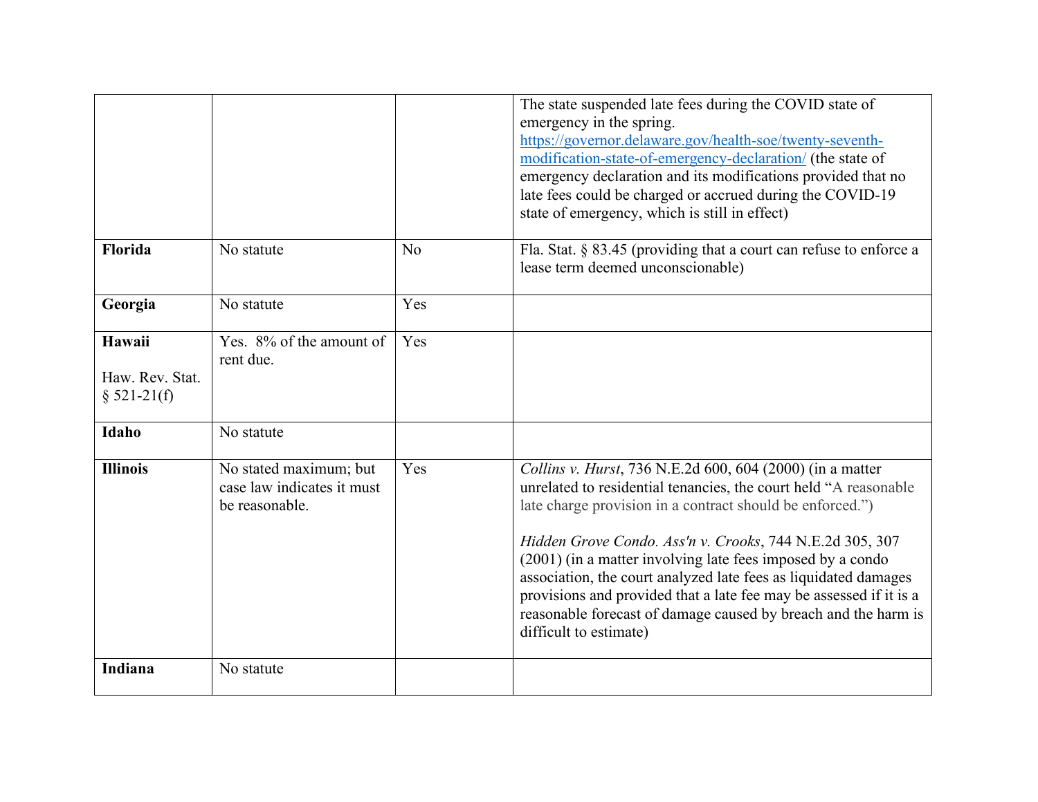| | | | |
|---|---|---|---|
| | | | The state suspended late fees during the COVID state of emergency in the spring. [https://governor.delaware.gov/health-soe/twenty-seventh-modification-state-of-emergency-declaration/](https://governor.delaware.gov/health-soe/twenty-seventh-modification-state-of-emergency-declaration/) (the state of emergency declaration and its modifications provided that no late fees could be charged or accrued during the COVID-19 state of emergency, which is still in effect) |
| **Florida** | No statute | No | Fla. Stat. § 83.45 (providing that a court can refuse to enforce a lease term deemed unconscionable) |
| **Georgia** | No statute | Yes | |
| **Hawaii**<br><br>Haw. Rev. Stat. § 521-21(f) | Yes. 8% of the amount of rent due. | Yes | |
| **Idaho** | No statute | | |
| **Illinois** | No stated maximum; but case law indicates it must be reasonable. | Yes | *Collins v. Hurst*, 736 N.E.2d 600, 604 (2000) (in a matter unrelated to residential tenancies, the court held "A reasonable late charge provision in a contract should be enforced.")<br><br>*Hidden Grove Condo. Ass'n v. Crooks*, 744 N.E.2d 305, 307 (2001) (in a matter involving late fees imposed by a condo association, the court analyzed late fees as liquidated damages provisions and provided that a late fee may be assessed if it is a reasonable forecast of damage caused by breach and the harm is difficult to estimate) |
| **Indiana** | No statute | | |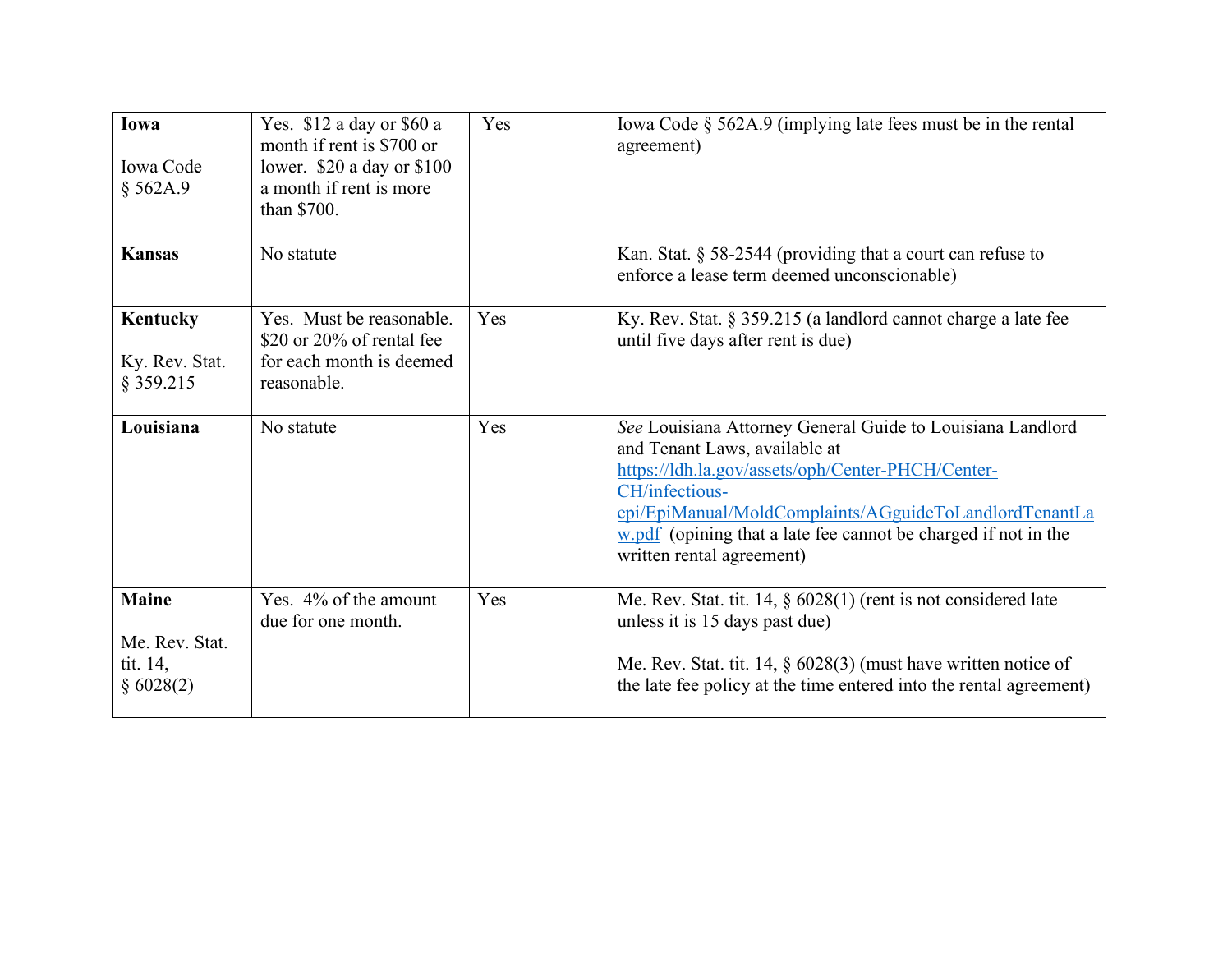| **Iowa**<br><br>Iowa Code § 562A.9 | Yes. $12 a day or $60 a month if rent is $700 or lower. $20 a day or $100 a month if rent is more than $700. | Yes | Iowa Code § 562A.9 (implying late fees must be in the rental agreement) |
|---|---|---|---|
| **Kansas** | No statute | | Kan. Stat. § 58-2544 (providing that a court can refuse to enforce a lease term deemed unconscionable) |
| **Kentucky**<br><br>Ky. Rev. Stat. § 359.215 | Yes. Must be reasonable. $20 or 20% of rental fee for each month is deemed reasonable. | Yes | Ky. Rev. Stat. § 359.215 (a landlord cannot charge a late fee until five days after rent is due) |
| **Louisiana** | No statute | Yes | *See* Louisiana Attorney General Guide to Louisiana Landlord and Tenant Laws, available at [https://ldh.la.gov/assets/oph/Center-PHCH/Center-CH/infectious-epi/EpiManual/MoldComplaints/AGguideToLandlordTenantLaw.pdf](https://ldh.la.gov/assets/oph/Center-PHCH/Center-CH/infectious-epi/EpiManual/MoldComplaints/AGguideToLandlordTenantLaw.pdf) (opining that a late fee cannot be charged if not in the written rental agreement) |
| **Maine**<br><br>Me. Rev. Stat. tit. 14, § 6028(2) | Yes. 4% of the amount due for one month. | Yes | Me. Rev. Stat. tit. 14, § 6028(1) (rent is not considered late unless it is 15 days past due)<br><br>Me. Rev. Stat. tit. 14, § 6028(3) (must have written notice of the late fee policy at the time entered into the rental agreement) |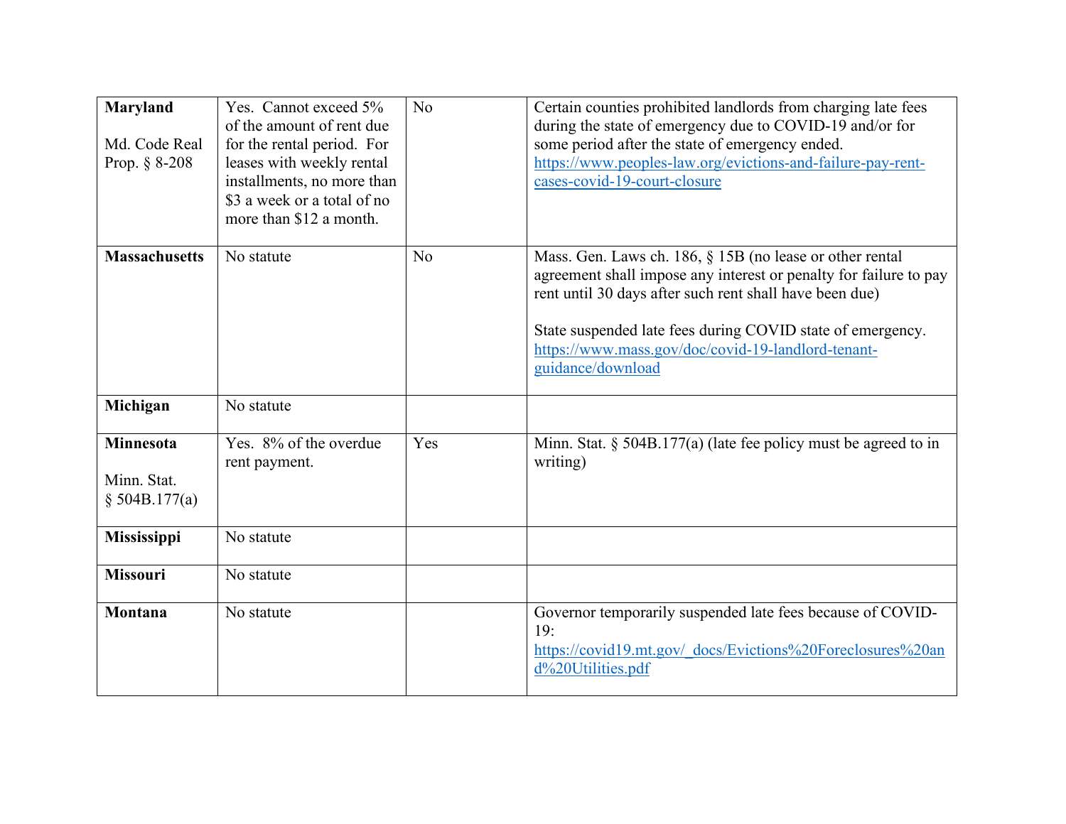| **Maryland**<br><br>Md. Code Real Prop. § 8-208 | Yes. Cannot exceed 5% of the amount of rent due for the rental period. For leases with weekly rental installments, no more than $3 a week or a total of no more than $12 a month. | No | Certain counties prohibited landlords from charging late fees during the state of emergency due to COVID-19 and/or for some period after the state of emergency ended. https://www.peoples-law.org/evictions-and-failure-pay-rent-cases-covid-19-court-closure |
|---|---|---|---|
| **Massachusetts** | No statute | No | Mass. Gen. Laws ch. 186, § 15B (no lease or other rental agreement shall impose any interest or penalty for failure to pay rent until 30 days after such rent shall have been due)<br><br>State suspended late fees during COVID state of emergency. https://www.mass.gov/doc/covid-19-landlord-tenant-guidance/download |
| **Michigan** | No statute | | |
| **Minnesota**<br><br>Minn. Stat. § 504B.177(a) | Yes. 8% of the overdue rent payment. | Yes | Minn. Stat. § 504B.177(a) (late fee policy must be agreed to in writing) |
| **Mississippi** | No statute | | |
| **Missouri** | No statute | | |
| **Montana** | No statute | | Governor temporarily suspended late fees because of COVID-19: https://covid19.mt.gov/_docs/Evictions%20Foreclosures%20and%20Utilities.pdf |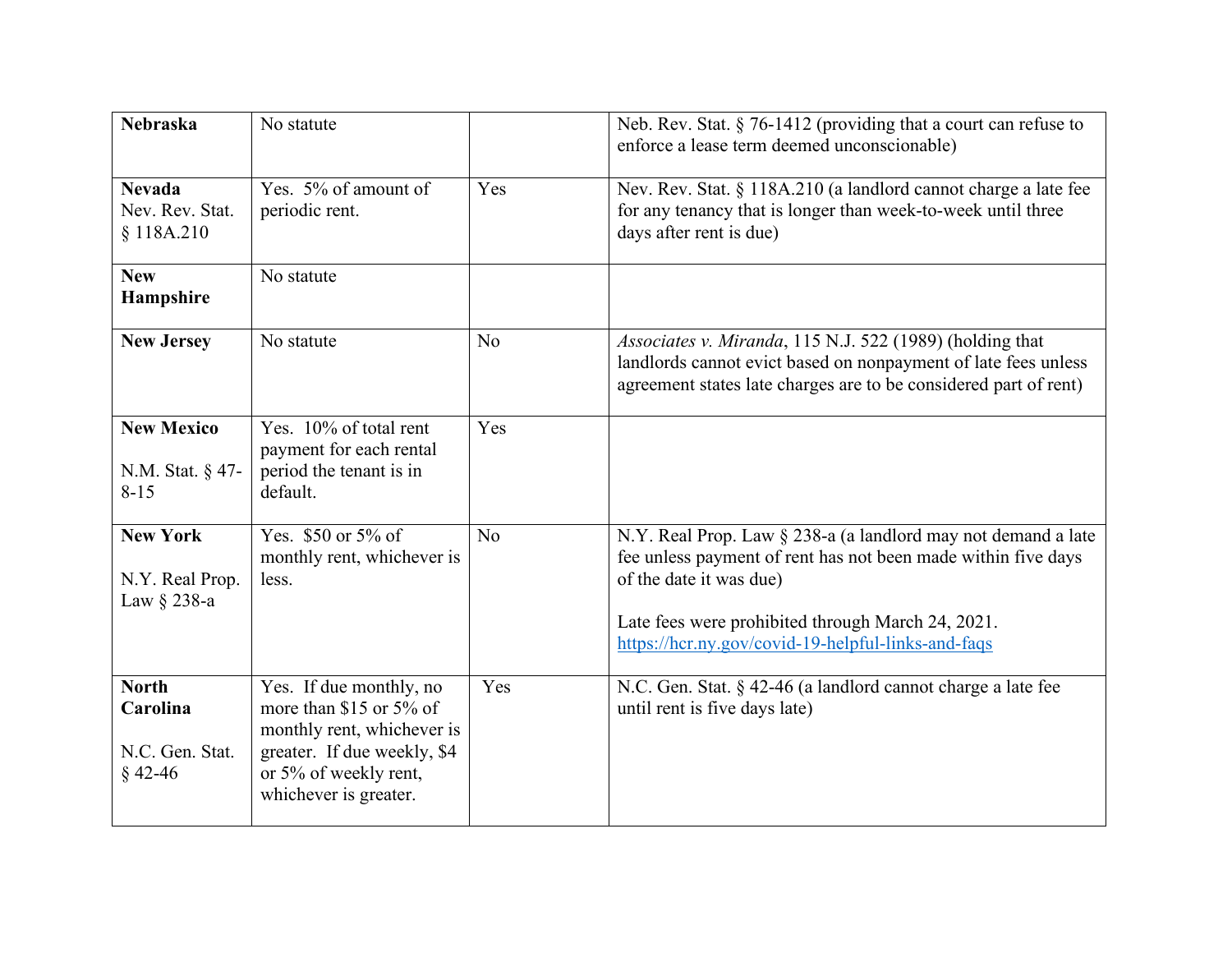| | | | |
|---|---|---|---|
| **Nebraska** | No statute | | Neb. Rev. Stat. § 76-1412 (providing that a court can refuse to enforce a lease term deemed unconscionable) |
| **Nevada** Nev. Rev. Stat. § 118A.210 | Yes. 5% of amount of periodic rent. | Yes | Nev. Rev. Stat. § 118A.210 (a landlord cannot charge a late fee for any tenancy that is longer than week-to-week until three days after rent is due) |
| **New Hampshire** | No statute | | |
| **New Jersey** | No statute | No | *Associates v. Miranda*, 115 N.J. 522 (1989) (holding that landlords cannot evict based on nonpayment of late fees unless agreement states late charges are to be considered part of rent) |
| **New Mexico** N.M. Stat. § 47-8-15 | Yes. 10% of total rent payment for each rental period the tenant is in default. | Yes | |
| **New York** N.Y. Real Prop. Law § 238-a | Yes. $50 or 5% of monthly rent, whichever is less. | No | N.Y. Real Prop. Law § 238-a (a landlord may not demand a late fee unless payment of rent has not been made within five days of the date it was due)<br><br>Late fees were prohibited through March 24, 2021. [https://hcr.ny.gov/covid-19-helpful-links-and-faqs](https://hcr.ny.gov/covid-19-helpful-links-and-faqs) |
| **North Carolina** N.C. Gen. Stat. § 42-46 | Yes. If due monthly, no more than $15 or 5% of monthly rent, whichever is greater. If due weekly, $4 or 5% of weekly rent, whichever is greater. | Yes | N.C. Gen. Stat. § 42-46 (a landlord cannot charge a late fee until rent is five days late) |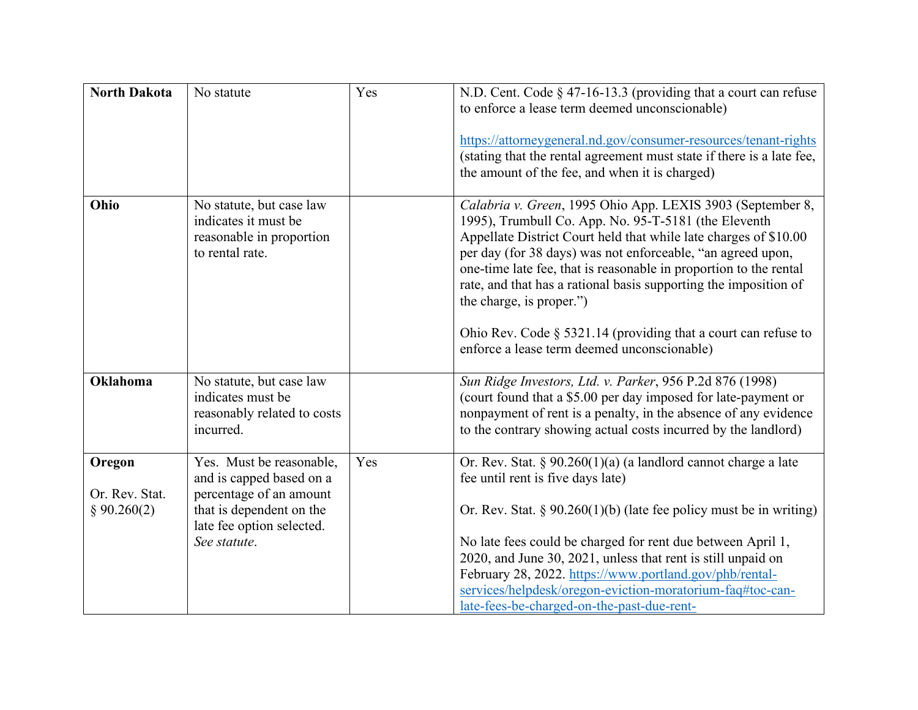| | | | |
|---|---|---|---|
| **North Dakota** | No statute | Yes | N.D. Cent. Code § 47-16-13.3 (providing that a court can refuse to enforce a lease term deemed unconscionable)<br><br>https://attorneygeneral.nd.gov/consumer-resources/tenant-rights (stating that the rental agreement must state if there is a late fee, the amount of the fee, and when it is charged) |
| **Ohio** | No statute, but case law indicates it must be reasonable in proportion to rental rate. | | *Calabria v. Green*, 1995 Ohio App. LEXIS 3903 (September 8, 1995), Trumbull Co. App. No. 95-T-5181 (the Eleventh Appellate District Court held that while late charges of $10.00 per day (for 38 days) was not enforceable, "an agreed upon, one-time late fee, that is reasonable in proportion to the rental rate, and that has a rational basis supporting the imposition of the charge, is proper.")<br><br>Ohio Rev. Code § 5321.14 (providing that a court can refuse to enforce a lease term deemed unconscionable) |
| **Oklahoma** | No statute, but case law indicates must be reasonably related to costs incurred. | | *Sun Ridge Investors, Ltd. v. Parker*, 956 P.2d 876 (1998) (court found that a $5.00 per day imposed for late-payment or nonpayment of rent is a penalty, in the absence of any evidence to the contrary showing actual costs incurred by the landlord) |
| **Oregon**<br><br>Or. Rev. Stat. § 90.260(2) | Yes. Must be reasonable, and is capped based on a percentage of an amount that is dependent on the late fee option selected. *See statute*. | Yes | Or. Rev. Stat. § 90.260(1)(a) (a landlord cannot charge a late fee until rent is five days late)<br><br>Or. Rev. Stat. § 90.260(1)(b) (late fee policy must be in writing)<br><br>No late fees could be charged for rent due between April 1, 2020, and June 30, 2021, unless that rent is still unpaid on February 28, 2022. https://www.portland.gov/phb/rental-services/helpdesk/oregon-eviction-moratorium-faq#toc-can-late-fees-be-charged-on-the-past-due-rent- |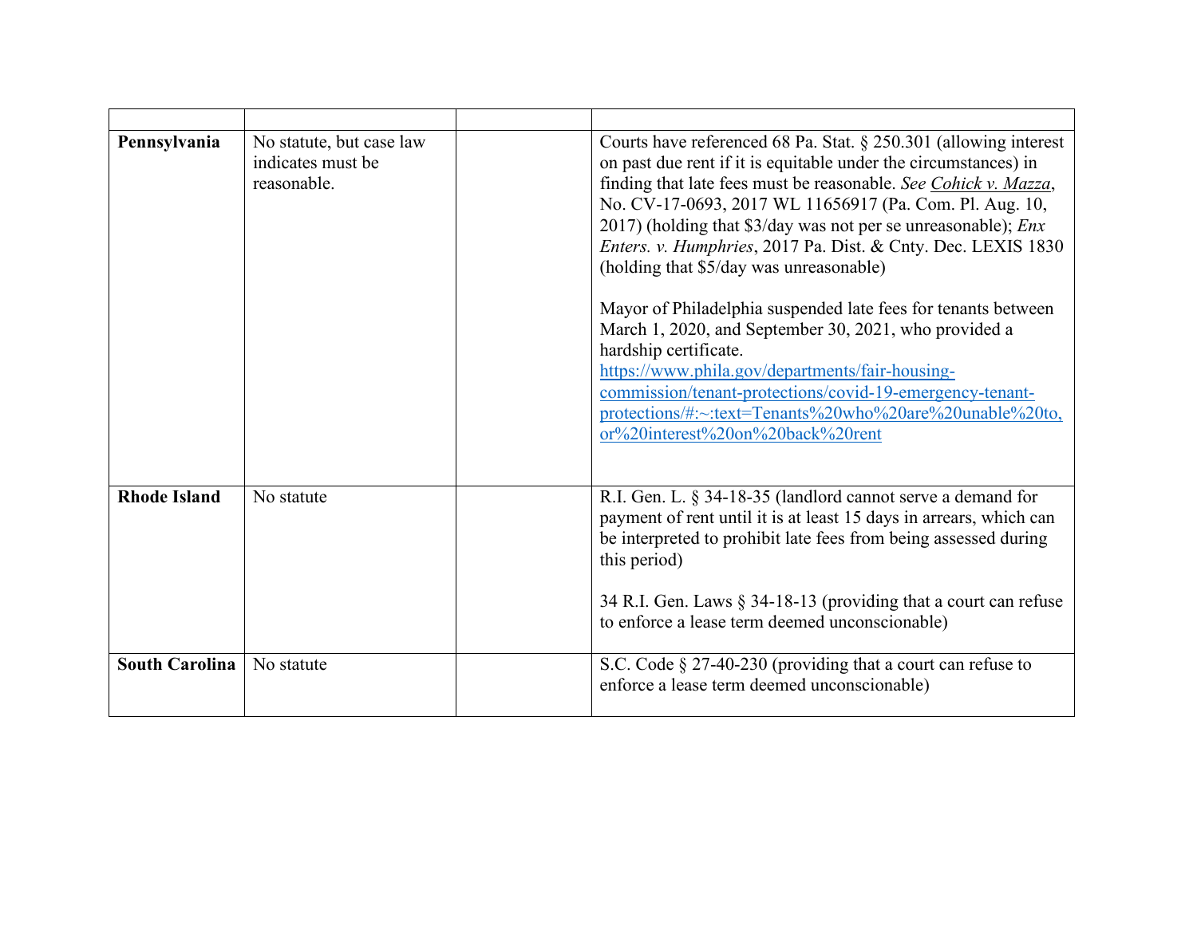| | | | |
|---|---|---|---|
| **Pennsylvania** | No statute, but case law indicates must be reasonable. | | Courts have referenced 68 Pa. Stat. § 250.301 (allowing interest on past due rent if it is equitable under the circumstances) in finding that late fees must be reasonable. *See* *Cohick v. Mazza*, No. CV-17-0693, 2017 WL 11656917 (Pa. Com. Pl. Aug. 10, 2017) (holding that $3/day was not per se unreasonable); *Enx Enters. v. Humphries*, 2017 Pa. Dist. & Cnty. Dec. LEXIS 1830 (holding that $5/day was unreasonable)<br><br>Mayor of Philadelphia suspended late fees for tenants between March 1, 2020, and September 30, 2021, who provided a hardship certificate. https://www.phila.gov/departments/fair-housing-commission/tenant-protections/covid-19-emergency-tenant-protections/#:~:text=Tenants%20who%20are%20unable%20to,or%20interest%20on%20back%20rent |
| **Rhode Island** | No statute | | R.I. Gen. L. § 34-18-35 (landlord cannot serve a demand for payment of rent until it is at least 15 days in arrears, which can be interpreted to prohibit late fees from being assessed during this period)<br><br>34 R.I. Gen. Laws § 34-18-13 (providing that a court can refuse to enforce a lease term deemed unconscionable) |
| **South Carolina** | No statute | | S.C. Code § 27-40-230 (providing that a court can refuse to enforce a lease term deemed unconscionable) |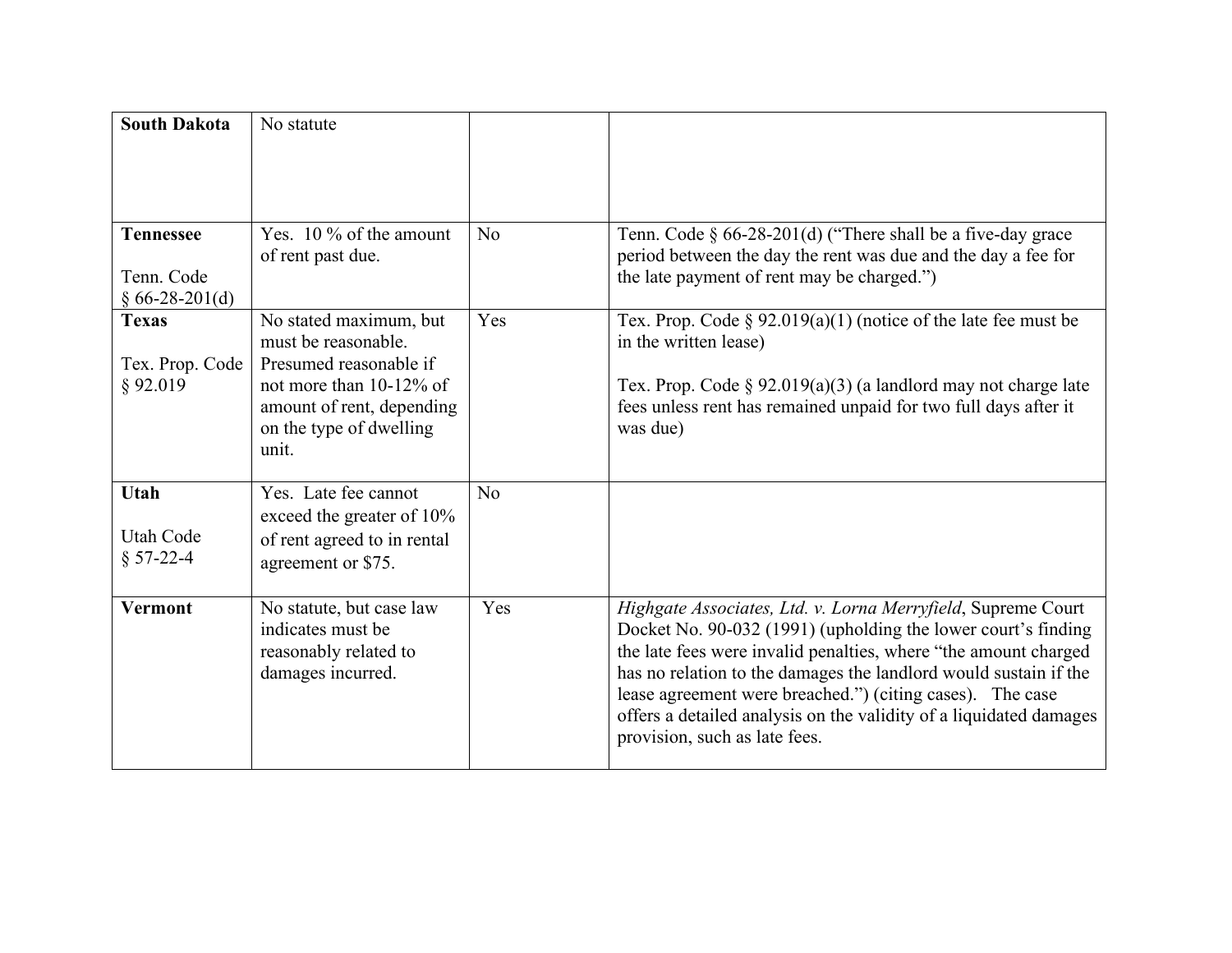| | | | |
|---|---|---|---|
| **South Dakota** | No statute | | |
| **Tennessee**<br><br>Tenn. Code § 66-28-201(d) | Yes. 10 % of the amount of rent past due. | No | Tenn. Code § 66-28-201(d) ("There shall be a five-day grace period between the day the rent was due and the day a fee for the late payment of rent may be charged.") |
| **Texas**<br><br>Tex. Prop. Code § 92.019 | No stated maximum, but must be reasonable. Presumed reasonable if not more than 10-12% of amount of rent, depending on the type of dwelling unit. | Yes | Tex. Prop. Code § 92.019(a)(1) (notice of the late fee must be in the written lease)<br><br>Tex. Prop. Code § 92.019(a)(3) (a landlord may not charge late fees unless rent has remained unpaid for two full days after it was due) |
| **Utah**<br><br>Utah Code § 57-22-4 | Yes. Late fee cannot exceed the greater of 10% of rent agreed to in rental agreement or $75. | No | |
| **Vermont** | No statute, but case law indicates must be reasonably related to damages incurred. | Yes | *Highgate Associates, Ltd. v. Lorna Merryfield*, Supreme Court Docket No. 90-032 (1991) (upholding the lower court's finding the late fees were invalid penalties, where "the amount charged has no relation to the damages the landlord would sustain if the lease agreement were breached.") (citing cases). The case offers a detailed analysis on the validity of a liquidated damages provision, such as late fees. |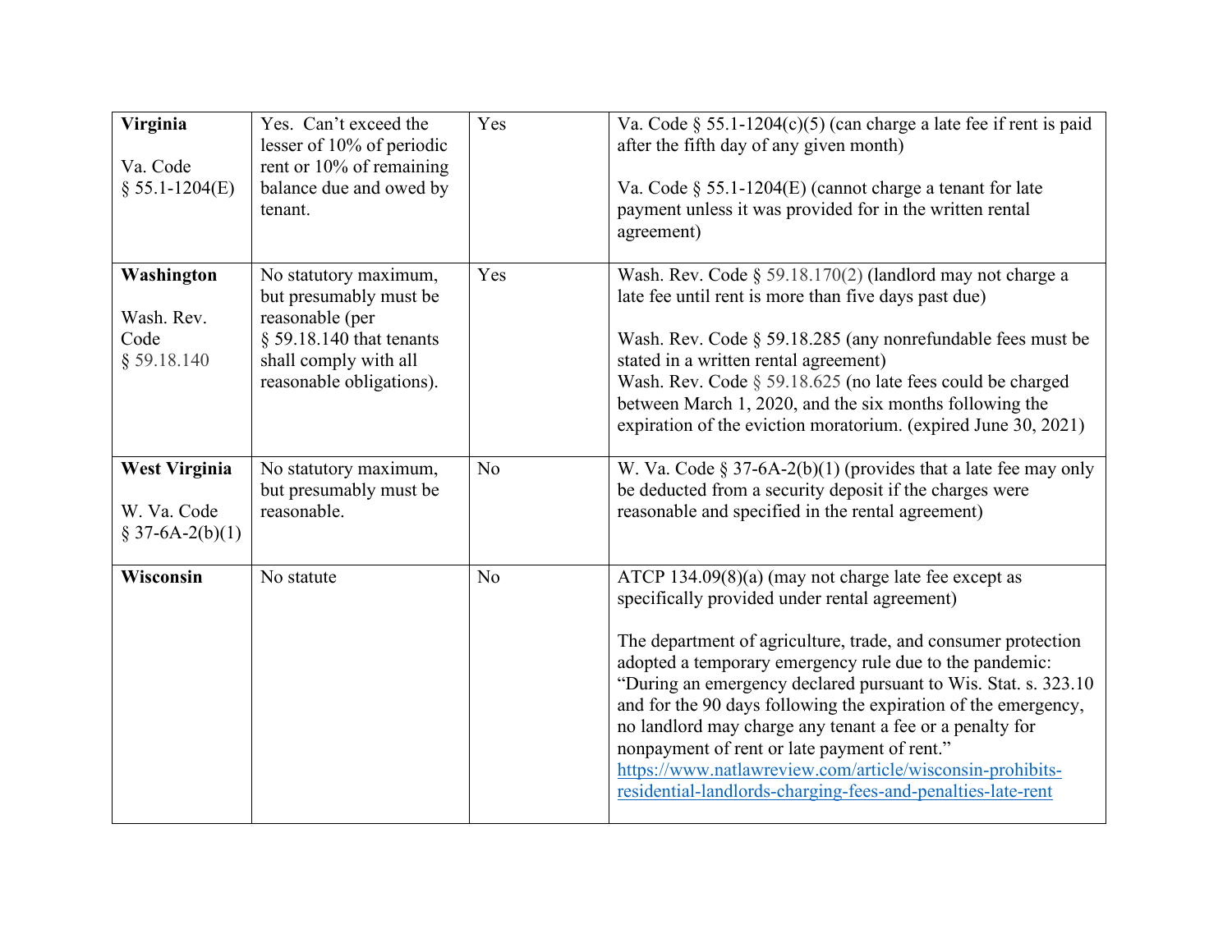| **Virginia**<br><br>Va. Code § 55.1-1204(E) | Yes. Can't exceed the lesser of 10% of periodic rent or 10% of remaining balance due and owed by tenant. | Yes | Va. Code § 55.1-1204(c)(5) (can charge a late fee if rent is paid after the fifth day of any given month)<br><br>Va. Code § 55.1-1204(E) (cannot charge a tenant for late payment unless it was provided for in the written rental agreement) |
|---|---|---|---|
| **Washington**<br><br>Wash. Rev. Code § 59.18.140 | No statutory maximum, but presumably must be reasonable (per § 59.18.140 that tenants shall comply with all reasonable obligations). | Yes | Wash. Rev. Code § 59.18.170(2) (landlord may not charge a late fee until rent is more than five days past due)<br><br>Wash. Rev. Code § 59.18.285 (any nonrefundable fees must be stated in a written rental agreement)<br>Wash. Rev. Code § 59.18.625 (no late fees could be charged between March 1, 2020, and the six months following the expiration of the eviction moratorium. (expired June 30, 2021) |
| **West Virginia**<br><br>W. Va. Code § 37-6A-2(b)(1) | No statutory maximum, but presumably must be reasonable. | No | W. Va. Code § 37-6A-2(b)(1) (provides that a late fee may only be deducted from a security deposit if the charges were reasonable and specified in the rental agreement) |
| **Wisconsin** | No statute | No | ATCP 134.09(8)(a) (may not charge late fee except as specifically provided under rental agreement)<br><br>The department of agriculture, trade, and consumer protection adopted a temporary emergency rule due to the pandemic: "During an emergency declared pursuant to Wis. Stat. s. 323.10 and for the 90 days following the expiration of the emergency, no landlord may charge any tenant a fee or a penalty for nonpayment of rent or late payment of rent." [https://www.natlawreview.com/article/wisconsin-prohibits-residential-landlords-charging-fees-and-penalties-late-rent](https://www.natlawreview.com/article/wisconsin-prohibits-residential-landlords-charging-fees-and-penalties-late-rent) |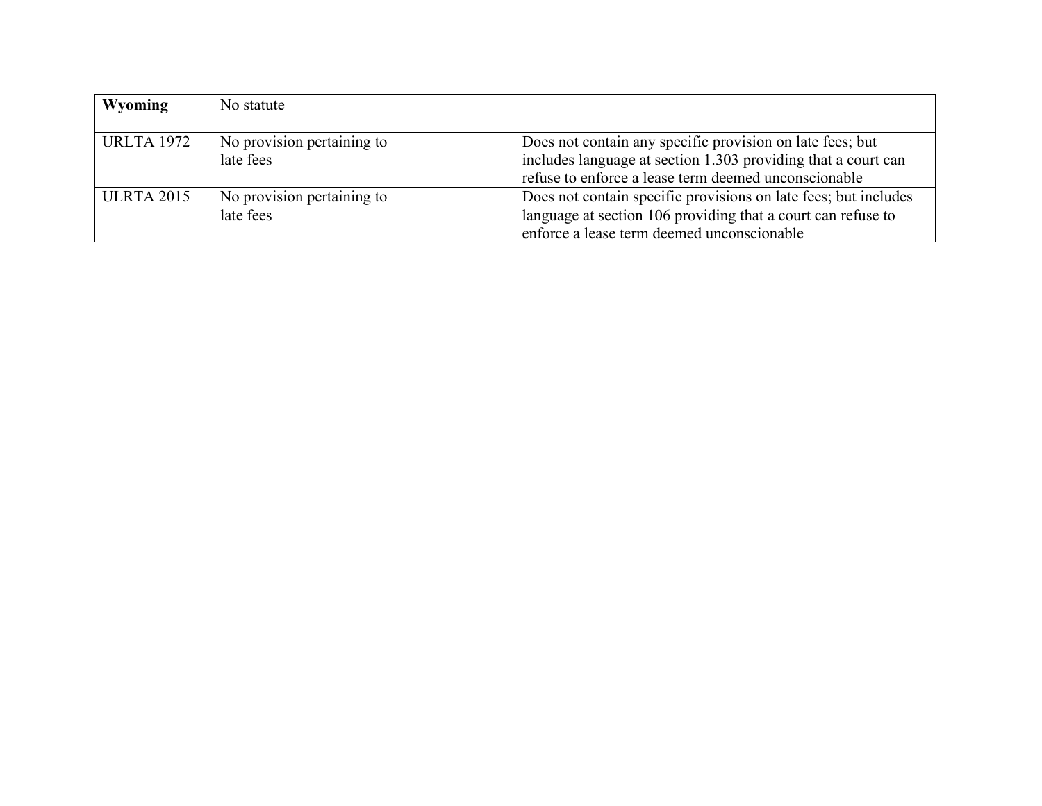| | | | |
|---|---|---|---|
| **Wyoming** | No statute | | |
| URLTA 1972 | No provision pertaining to late fees | | Does not contain any specific provision on late fees; but includes language at section 1.303 providing that a court can refuse to enforce a lease term deemed unconscionable |
| ULRTA 2015 | No provision pertaining to late fees | | Does not contain specific provisions on late fees; but includes language at section 106 providing that a court can refuse to enforce a lease term deemed unconscionable |